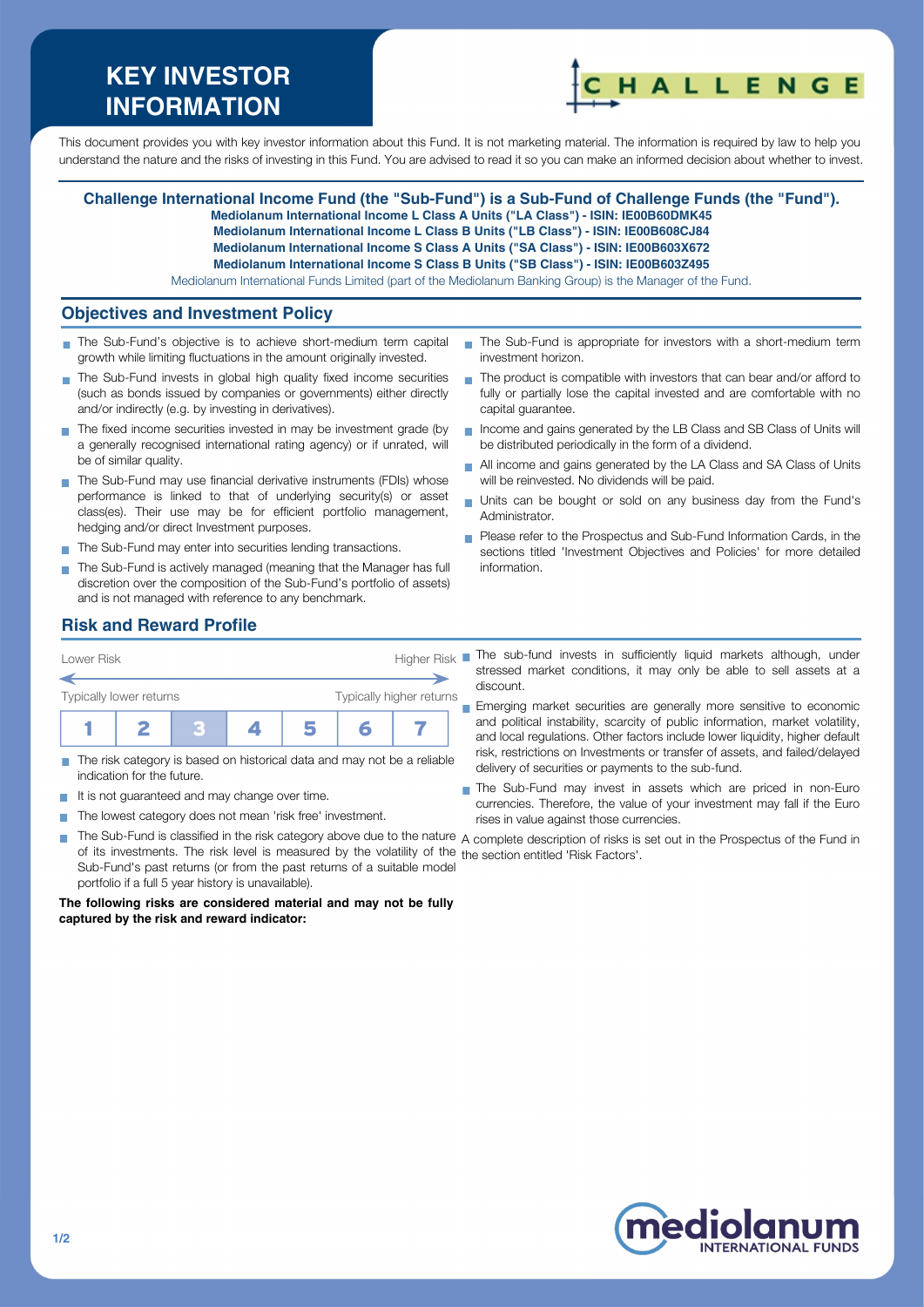# KEY INVESTOR INFORMATION

This document provides you with key investor information about this Fund. It is not marketing material. The information is required by law to help you understand the nature and the risks of investing in this Fund. You are advised to read it so you can make an informed decision about whether to invest.

**Challenge International Income Fund (the "Sub-Fund") is a Sub-Fund of Challenge Funds (the "Fund").**
**Mediolanum International Income L Class A Units ("LA Class") - ISIN: IE00B60DMK45**
**Mediolanum International Income L Class B Units ("LB Class") - ISIN: IE00B608CJ84**
**Mediolanum International Income S Class A Units ("SA Class") - ISIN: IE00B603X672**
**Mediolanum International Income S Class B Units ("SB Class") - ISIN: IE00B603Z495**
Mediolanum International Funds Limited (part of the Mediolanum Banking Group) is the Manager of the Fund.

## Objectives and Investment Policy

- The Sub-Fund's objective is to achieve short-medium term capital growth while limiting fluctuations in the amount originally invested.
- The Sub-Fund invests in global high quality fixed income securities (such as bonds issued by companies or governments) either directly and/or indirectly (e.g. by investing in derivatives).
- The fixed income securities invested in may be investment grade (by a generally recognised international rating agency) or if unrated, will be of similar quality.
- The Sub-Fund may use financial derivative instruments (FDIs) whose performance is linked to that of underlying security(s) or asset class(es). Their use may be for efficient portfolio management, hedging and/or direct Investment purposes.
- The Sub-Fund may enter into securities lending transactions.
- The Sub-Fund is actively managed (meaning that the Manager has full discretion over the composition of the Sub-Fund's portfolio of assets) and is not managed with reference to any benchmark.
- The Sub-Fund is appropriate for investors with a short-medium term investment horizon.
- The product is compatible with investors that can bear and/or afford to fully or partially lose the capital invested and are comfortable with no capital guarantee.
- Income and gains generated by the LB Class and SB Class of Units will be distributed periodically in the form of a dividend.
- All income and gains generated by the LA Class and SA Class of Units will be reinvested. No dividends will be paid.
- Units can be bought or sold on any business day from the Fund's Administrator.
- Please refer to the Prospectus and Sub-Fund Information Cards, in the sections titled 'Investment Objectives and Policies' for more detailed information.

## Risk and Reward Profile

| Lower Risk | | | | | | Higher Risk |
|---|---|---|---|---|---|---|
| Typically lower returns | | | | | | Typically higher returns |
| 1 | 2 | **3** | 4 | 5 | 6 | 7 |

- The risk category is based on historical data and may not be a reliable indication for the future.
- It is not guaranteed and may change over time.
- The lowest category does not mean 'risk free' investment.
- The Sub-Fund is classified in the risk category above due to the nature of its investments. The risk level is measured by the volatility of the Sub-Fund's past returns (or from the past returns of a suitable model portfolio if a full 5 year history is unavailable).

**The following risks are considered material and may not be fully captured by the risk and reward indicator:**

- The sub-fund invests in sufficiently liquid markets although, under stressed market conditions, it may only be able to sell assets at a discount.
- Emerging market securities are generally more sensitive to economic and political instability, scarcity of public information, market volatility, and local regulations. Other factors include lower liquidity, higher default risk, restrictions on Investments or transfer of assets, and failed/delayed delivery of securities or payments to the sub-fund.
- The Sub-Fund may invest in assets which are priced in non-Euro currencies. Therefore, the value of your investment may fall if the Euro rises in value against those currencies.

A complete description of risks is set out in the Prospectus of the Fund in the section entitled 'Risk Factors'.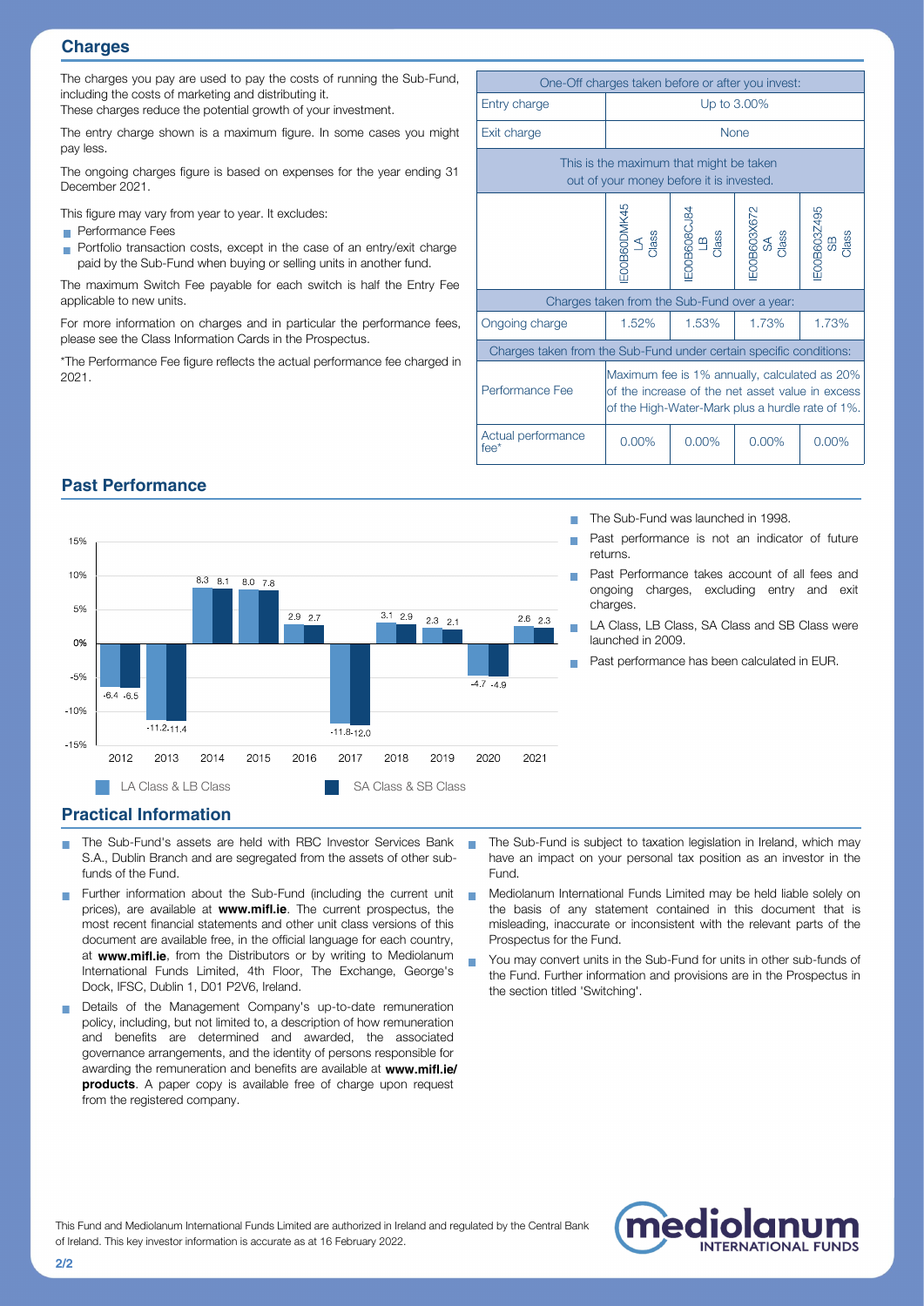## Charges

The charges you pay are used to pay the costs of running the Sub-Fund, including the costs of marketing and distributing it.
These charges reduce the potential growth of your investment.

The entry charge shown is a maximum figure. In some cases you might pay less.

The ongoing charges figure is based on expenses for the year ending 31 December 2021.

This figure may vary from year to year. It excludes:

- Performance Fees
- Portfolio transaction costs, except in the case of an entry/exit charge paid by the Sub-Fund when buying or selling units in another fund.

The maximum Switch Fee payable for each switch is half the Entry Fee applicable to new units.

For more information on charges and in particular the performance fees, please see the Class Information Cards in the Prospectus.

*The Performance Fee figure reflects the actual performance fee charged in 2021.

| One-Off charges taken before or after you invest: | | | | |
|---|---|---|---|---|
| Entry charge | Up to 3.00% | | | |
| Exit charge | None | | | |
| This is the maximum that might be taken out of your money before it is invested. | | | | |
| | IE00B60DMK45 LA Class | IE00B608CJ84 LB Class | IE00B603X672 SA Class | IE00B603Z495 SB Class |
| Charges taken from the Sub-Fund over a year: | | | | |
| Ongoing charge | 1.52% | 1.53% | 1.73% | 1.73% |
| Charges taken from the Sub-Fund under certain specific conditions: | | | | |
| Performance Fee | Maximum fee is 1% annually, calculated as 20% of the increase of the net asset value in excess of the High-Water-Mark plus a hurdle rate of 1%. | | | |
| Actual performance fee* | 0.00% | 0.00% | 0.00% | 0.00% |

## Past Performance

15%
10%
5%
0%
-5%
-10%
-15%

-6.4 -6.5
-11.2 -11.4
8.3 8.1
8.0 7.8
2.9 2.7
-11.8 -12.0
3.1 2.9
2.3 2.1
-4.7 -4.9
2.6 2.3

2012 2013 2014 2015 2016 2017 2018 2019 2020 2021

LA Class & LB Class
SA Class & SB Class

- The Sub-Fund was launched in 1998.
- Past performance is not an indicator of future returns.
- Past Performance takes account of all fees and ongoing charges, excluding entry and exit charges.
- LA Class, LB Class, SA Class and SB Class were launched in 2009.
- Past performance has been calculated in EUR.

## Practical Information

- The Sub-Fund's assets are held with RBC Investor Services Bank S.A., Dublin Branch and are segregated from the assets of other sub-funds of the Fund.
- Further information about the Sub-Fund (including the current unit prices), are available at **www.mifl.ie**. The current prospectus, the most recent financial statements and other unit class versions of this document are available free, in the official language for each country, at **www.mifl.ie**, from the Distributors or by writing to Mediolanum International Funds Limited, 4th Floor, The Exchange, George's Dock, IFSC, Dublin 1, D01 P2V6, Ireland.
- Details of the Management Company's up-to-date remuneration policy, including, but not limited to, a description of how remuneration and benefits are determined and awarded, the associated governance arrangements, and the identity of persons responsible for awarding the remuneration and benefits are available at **www.mifl.ie/products**. A paper copy is available free of charge upon request from the registered company.
- The Sub-Fund is subject to taxation legislation in Ireland, which may have an impact on your personal tax position as an investor in the Fund.
- Mediolanum International Funds Limited may be held liable solely on the basis of any statement contained in this document that is misleading, inaccurate or inconsistent with the relevant parts of the Prospectus for the Fund.
- You may convert units in the Sub-Fund for units in other sub-funds of the Fund. Further information and provisions are in the Prospectus in the section titled 'Switching'.

This Fund and Mediolanum International Funds Limited are authorized in Ireland and regulated by the Central Bank of Ireland. This key investor information is accurate as at 16 February 2022.